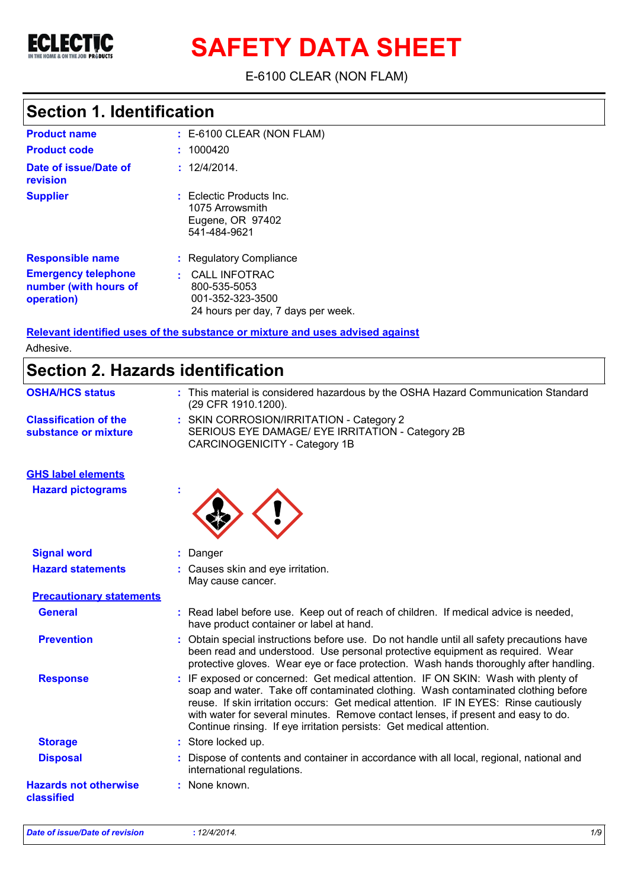# SAFETY DATA SHEET

E-6100 CLEAR (NON FLAM)

## Section 1. Identification

| | |
|---|---|
| **Product name** | : E-6100 CLEAR (NON FLAM) |
| **Product code** | : 1000420 |
| **Date of issue/Date of revision** | : 12/4/2014. |
| **Supplier** | : Eclectic Products Inc.<br>1075 Arrowsmith<br>Eugene, OR 97402<br>541-484-9621 |
| **Responsible name** | : Regulatory Compliance |
| **Emergency telephone number (with hours of operation)** | : CALL INFOTRAC<br>800-535-5053<br>001-352-323-3500<br>24 hours per day, 7 days per week. |

**Relevant identified uses of the substance or mixture and uses advised against**

Adhesive.

## Section 2. Hazards identification

| | |
|---|---|
| **OSHA/HCS status** | : This material is considered hazardous by the OSHA Hazard Communication Standard (29 CFR 1910.1200). |
| **Classification of the substance or mixture** | : SKIN CORROSION/IRRITATION - Category 2<br>SERIOUS EYE DAMAGE/ EYE IRRITATION - Category 2B<br>CARCINOGENICITY - Category 1B |

**GHS label elements**

| | |
|---|---|
| **Hazard pictograms** | : |
| **Signal word** | : Danger |
| **Hazard statements** | : Causes skin and eye irritation.<br>May cause cancer. |

**Precautionary statements**

| | |
|---|---|
| **General** | : Read label before use. Keep out of reach of children. If medical advice is needed, have product container or label at hand. |
| **Prevention** | : Obtain special instructions before use. Do not handle until all safety precautions have been read and understood. Use personal protective equipment as required. Wear protective gloves. Wear eye or face protection. Wash hands thoroughly after handling. |
| **Response** | : IF exposed or concerned: Get medical attention. IF ON SKIN: Wash with plenty of soap and water. Take off contaminated clothing. Wash contaminated clothing before reuse. If skin irritation occurs: Get medical attention. IF IN EYES: Rinse cautiously with water for several minutes. Remove contact lenses, if present and easy to do. Continue rinsing. If eye irritation persists: Get medical attention. |
| **Storage** | : Store locked up. |
| **Disposal** | : Dispose of contents and container in accordance with all local, regional, national and international regulations. |
| **Hazards not otherwise classified** | : None known. |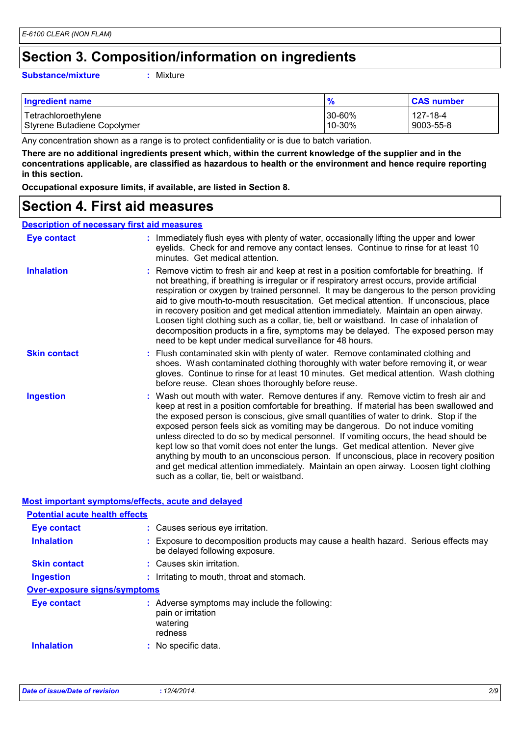# Section 3. Composition/information on ingredients

**Substance/mixture** : Mixture

| Ingredient name | % | CAS number |
|---|---|---|
| Tetrachloroethylene | 30-60% | 127-18-4 |
| Styrene Butadiene Copolymer | 10-30% | 9003-55-8 |

Any concentration shown as a range is to protect confidentiality or is due to batch variation.

**There are no additional ingredients present which, within the current knowledge of the supplier and in the concentrations applicable, are classified as hazardous to health or the environment and hence require reporting in this section.**

**Occupational exposure limits, if available, are listed in Section 8.**

# Section 4. First aid measures

## Description of necessary first aid measures

**Eye contact** : Immediately flush eyes with plenty of water, occasionally lifting the upper and lower eyelids. Check for and remove any contact lenses. Continue to rinse for at least 10 minutes. Get medical attention.

**Inhalation** : Remove victim to fresh air and keep at rest in a position comfortable for breathing. If not breathing, if breathing is irregular or if respiratory arrest occurs, provide artificial respiration or oxygen by trained personnel. It may be dangerous to the person providing aid to give mouth-to-mouth resuscitation. Get medical attention. If unconscious, place in recovery position and get medical attention immediately. Maintain an open airway. Loosen tight clothing such as a collar, tie, belt or waistband. In case of inhalation of decomposition products in a fire, symptoms may be delayed. The exposed person may need to be kept under medical surveillance for 48 hours.

**Skin contact** : Flush contaminated skin with plenty of water. Remove contaminated clothing and shoes. Wash contaminated clothing thoroughly with water before removing it, or wear gloves. Continue to rinse for at least 10 minutes. Get medical attention. Wash clothing before reuse. Clean shoes thoroughly before reuse.

**Ingestion** : Wash out mouth with water. Remove dentures if any. Remove victim to fresh air and keep at rest in a position comfortable for breathing. If material has been swallowed and the exposed person is conscious, give small quantities of water to drink. Stop if the exposed person feels sick as vomiting may be dangerous. Do not induce vomiting unless directed to do so by medical personnel. If vomiting occurs, the head should be kept low so that vomit does not enter the lungs. Get medical attention. Never give anything by mouth to an unconscious person. If unconscious, place in recovery position and get medical attention immediately. Maintain an open airway. Loosen tight clothing such as a collar, tie, belt or waistband.

## Most important symptoms/effects, acute and delayed

### Potential acute health effects

**Eye contact** : Causes serious eye irritation.

**Inhalation** : Exposure to decomposition products may cause a health hazard. Serious effects may be delayed following exposure.

**Skin contact** : Causes skin irritation.

**Ingestion** : Irritating to mouth, throat and stomach.

### Over-exposure signs/symptoms

**Eye contact** : Adverse symptoms may include the following:
pain or irritation
watering
redness

**Inhalation** : No specific data.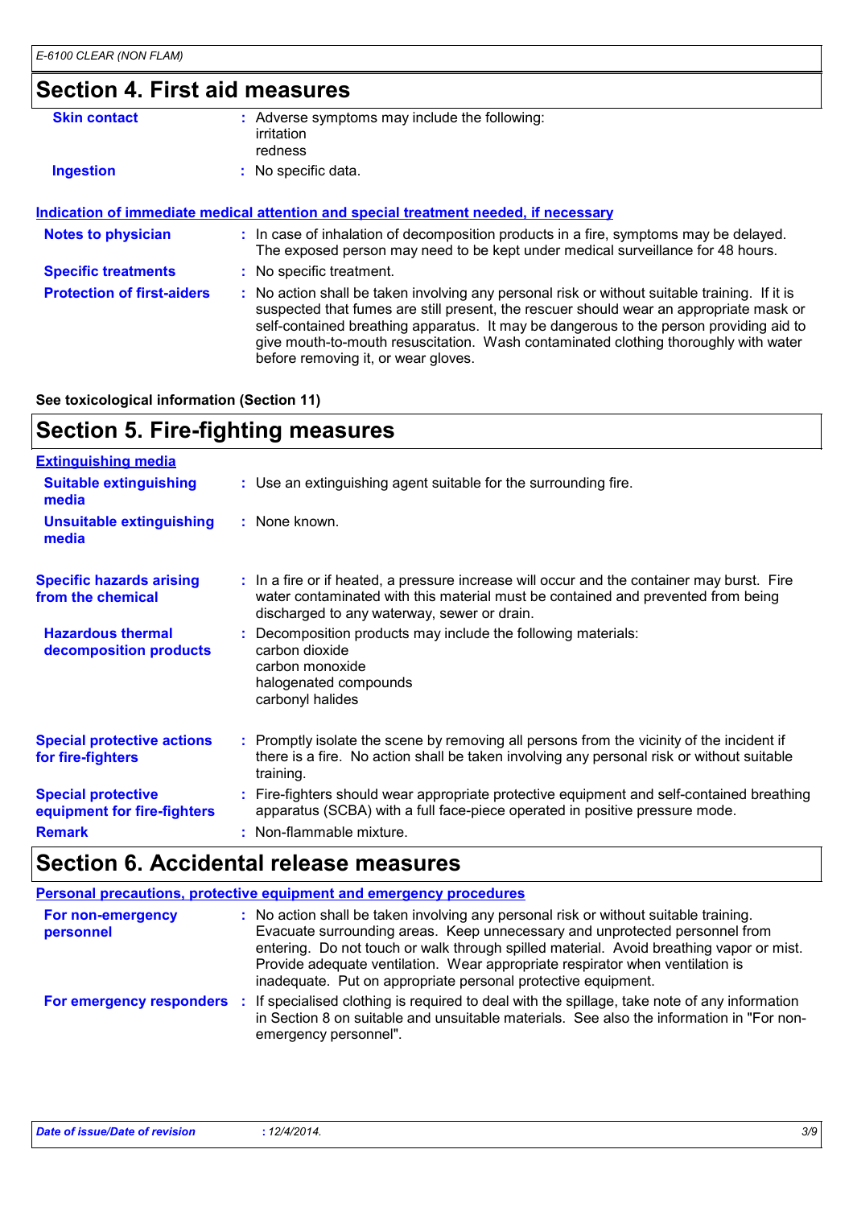## Section 4. First aid measures

| | |
|---|---|
| **Skin contact** | : Adverse symptoms may include the following:<br>irritation<br>redness |
| **Ingestion** | : No specific data. |

**Indication of immediate medical attention and special treatment needed, if necessary**

| | |
|---|---|
| **Notes to physician** | : In case of inhalation of decomposition products in a fire, symptoms may be delayed. The exposed person may need to be kept under medical surveillance for 48 hours. |
| **Specific treatments** | : No specific treatment. |
| **Protection of first-aiders** | : No action shall be taken involving any personal risk or without suitable training. If it is suspected that fumes are still present, the rescuer should wear an appropriate mask or self-contained breathing apparatus. It may be dangerous to the person providing aid to give mouth-to-mouth resuscitation. Wash contaminated clothing thoroughly with water before removing it, or wear gloves. |

**See toxicological information (Section 11)**

## Section 5. Fire-fighting measures

**Extinguishing media**

| | |
|---|---|
| **Suitable extinguishing media** | : Use an extinguishing agent suitable for the surrounding fire. |
| **Unsuitable extinguishing media** | : None known. |
| **Specific hazards arising from the chemical** | : In a fire or if heated, a pressure increase will occur and the container may burst. Fire water contaminated with this material must be contained and prevented from being discharged to any waterway, sewer or drain. |
| **Hazardous thermal decomposition products** | : Decomposition products may include the following materials:<br>carbon dioxide<br>carbon monoxide<br>halogenated compounds<br>carbonyl halides |
| **Special protective actions for fire-fighters** | : Promptly isolate the scene by removing all persons from the vicinity of the incident if there is a fire. No action shall be taken involving any personal risk or without suitable training. |
| **Special protective equipment for fire-fighters** | : Fire-fighters should wear appropriate protective equipment and self-contained breathing apparatus (SCBA) with a full face-piece operated in positive pressure mode. |
| **Remark** | : Non-flammable mixture. |

## Section 6. Accidental release measures

**Personal precautions, protective equipment and emergency procedures**

| | |
|---|---|
| **For non-emergency personnel** | : No action shall be taken involving any personal risk or without suitable training. Evacuate surrounding areas. Keep unnecessary and unprotected personnel from entering. Do not touch or walk through spilled material. Avoid breathing vapor or mist. Provide adequate ventilation. Wear appropriate respirator when ventilation is inadequate. Put on appropriate personal protective equipment. |
| **For emergency responders** | : If specialised clothing is required to deal with the spillage, take note of any information in Section 8 on suitable and unsuitable materials. See also the information in "For non-emergency personnel". |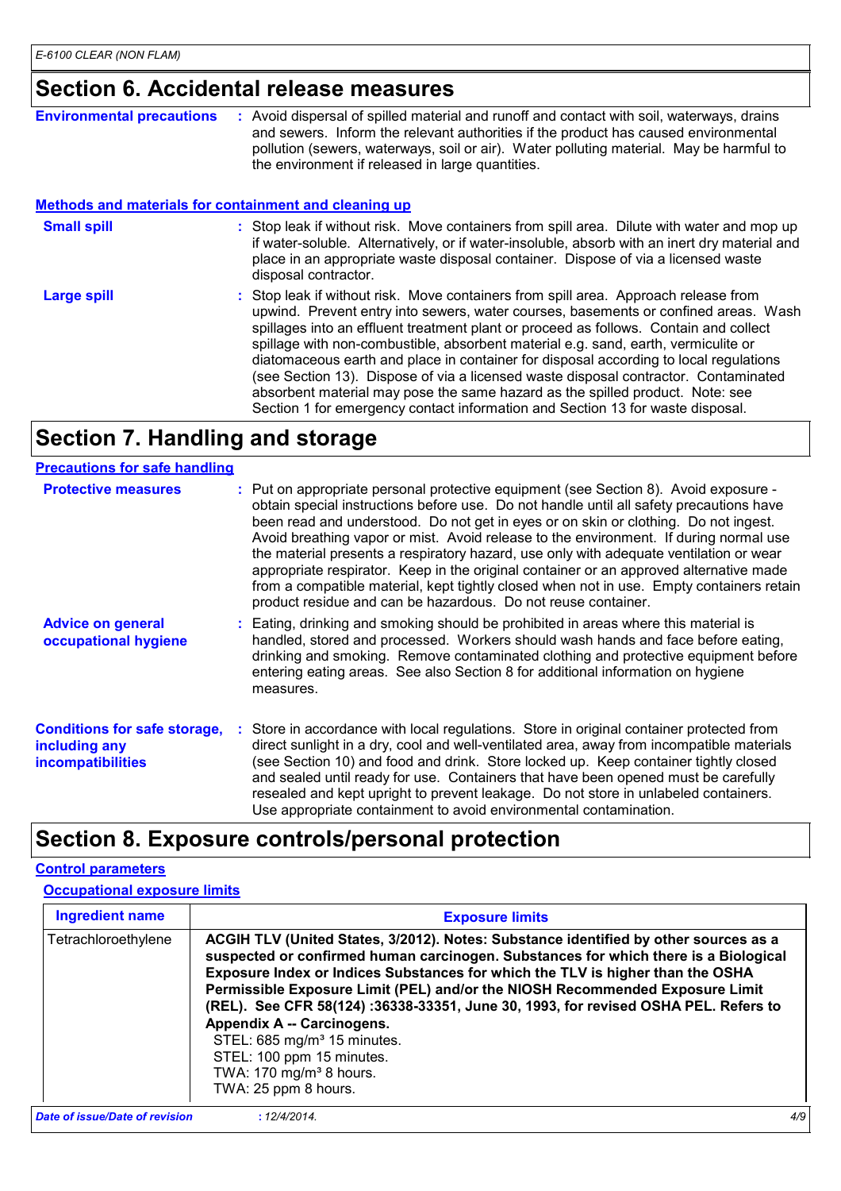## Section 6. Accidental release measures

**Environmental precautions** : Avoid dispersal of spilled material and runoff and contact with soil, waterways, drains and sewers. Inform the relevant authorities if the product has caused environmental pollution (sewers, waterways, soil or air). Water polluting material. May be harmful to the environment if released in large quantities.

### Methods and materials for containment and cleaning up

**Small spill** : Stop leak if without risk. Move containers from spill area. Dilute with water and mop up if water-soluble. Alternatively, or if water-insoluble, absorb with an inert dry material and place in an appropriate waste disposal container. Dispose of via a licensed waste disposal contractor.

**Large spill** : Stop leak if without risk. Move containers from spill area. Approach release from upwind. Prevent entry into sewers, water courses, basements or confined areas. Wash spillages into an effluent treatment plant or proceed as follows. Contain and collect spillage with non-combustible, absorbent material e.g. sand, earth, vermiculite or diatomaceous earth and place in container for disposal according to local regulations (see Section 13). Dispose of via a licensed waste disposal contractor. Contaminated absorbent material may pose the same hazard as the spilled product. Note: see Section 1 for emergency contact information and Section 13 for waste disposal.

## Section 7. Handling and storage

### Precautions for safe handling

**Protective measures** : Put on appropriate personal protective equipment (see Section 8). Avoid exposure - obtain special instructions before use. Do not handle until all safety precautions have been read and understood. Do not get in eyes or on skin or clothing. Do not ingest. Avoid breathing vapor or mist. Avoid release to the environment. If during normal use the material presents a respiratory hazard, use only with adequate ventilation or wear appropriate respirator. Keep in the original container or an approved alternative made from a compatible material, kept tightly closed when not in use. Empty containers retain product residue and can be hazardous. Do not reuse container.

**Advice on general occupational hygiene** : Eating, drinking and smoking should be prohibited in areas where this material is handled, stored and processed. Workers should wash hands and face before eating, drinking and smoking. Remove contaminated clothing and protective equipment before entering eating areas. See also Section 8 for additional information on hygiene measures.

**Conditions for safe storage, including any incompatibilities** : Store in accordance with local regulations. Store in original container protected from direct sunlight in a dry, cool and well-ventilated area, away from incompatible materials (see Section 10) and food and drink. Store locked up. Keep container tightly closed and sealed until ready for use. Containers that have been opened must be carefully resealed and kept upright to prevent leakage. Do not store in unlabeled containers. Use appropriate containment to avoid environmental contamination.

## Section 8. Exposure controls/personal protection

### Control parameters

#### Occupational exposure limits

| Ingredient name | Exposure limits |
|---|---|
| Tetrachloroethylene | **ACGIH TLV (United States, 3/2012). Notes: Substance identified by other sources as a suspected or confirmed human carcinogen. Substances for which there is a Biological Exposure Index or Indices Substances for which the TLV is higher than the OSHA Permissible Exposure Limit (PEL) and/or the NIOSH Recommended Exposure Limit (REL). See CFR 58(124) :36338-33351, June 30, 1993, for revised OSHA PEL. Refers to Appendix A -- Carcinogens.**<br>STEL: 685 mg/m³ 15 minutes.<br>STEL: 100 ppm 15 minutes.<br>TWA: 170 mg/m³ 8 hours.<br>TWA: 25 ppm 8 hours. |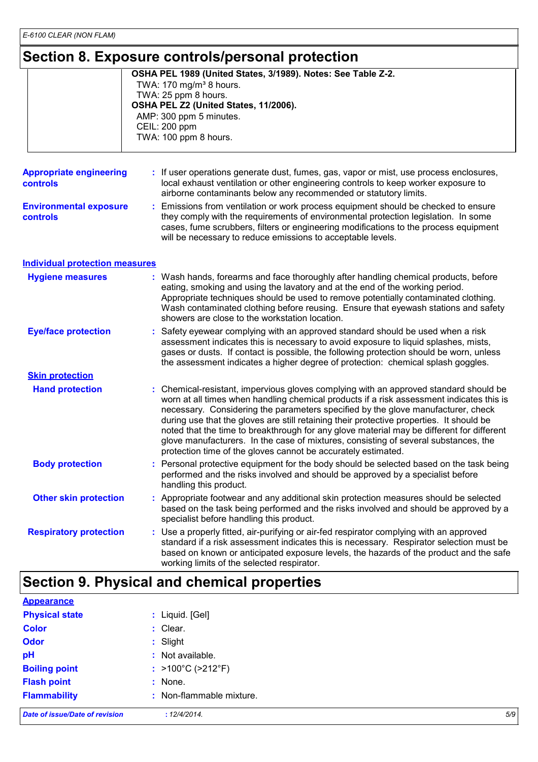## Section 8. Exposure controls/personal protection

| | |
|---|---|
| | **OSHA PEL 1989 (United States, 3/1989). Notes: See Table Z-2.**<br>TWA: 170 mg/m³ 8 hours.<br>TWA: 25 ppm 8 hours.<br>**OSHA PEL Z2 (United States, 11/2006).**<br>AMP: 300 ppm 5 minutes.<br>CEIL: 200 ppm<br>TWA: 100 ppm 8 hours. |

**Appropriate engineering controls** : If user operations generate dust, fumes, gas, vapor or mist, use process enclosures, local exhaust ventilation or other engineering controls to keep worker exposure to airborne contaminants below any recommended or statutory limits.

**Environmental exposure controls** : Emissions from ventilation or work process equipment should be checked to ensure they comply with the requirements of environmental protection legislation. In some cases, fume scrubbers, filters or engineering modifications to the process equipment will be necessary to reduce emissions to acceptable levels.

### Individual protection measures

**Hygiene measures** : Wash hands, forearms and face thoroughly after handling chemical products, before eating, smoking and using the lavatory and at the end of the working period. Appropriate techniques should be used to remove potentially contaminated clothing. Wash contaminated clothing before reusing. Ensure that eyewash stations and safety showers are close to the workstation location.

**Eye/face protection** : Safety eyewear complying with an approved standard should be used when a risk assessment indicates this is necessary to avoid exposure to liquid splashes, mists, gases or dusts. If contact is possible, the following protection should be worn, unless the assessment indicates a higher degree of protection: chemical splash goggles.

**Skin protection**

**Hand protection** : Chemical-resistant, impervious gloves complying with an approved standard should be worn at all times when handling chemical products if a risk assessment indicates this is necessary. Considering the parameters specified by the glove manufacturer, check during use that the gloves are still retaining their protective properties. It should be noted that the time to breakthrough for any glove material may be different for different glove manufacturers. In the case of mixtures, consisting of several substances, the protection time of the gloves cannot be accurately estimated.

**Body protection** : Personal protective equipment for the body should be selected based on the task being performed and the risks involved and should be approved by a specialist before handling this product.

**Other skin protection** : Appropriate footwear and any additional skin protection measures should be selected based on the task being performed and the risks involved and should be approved by a specialist before handling this product.

**Respiratory protection** : Use a properly fitted, air-purifying or air-fed respirator complying with an approved standard if a risk assessment indicates this is necessary. Respirator selection must be based on known or anticipated exposure levels, the hazards of the product and the safe working limits of the selected respirator.

## Section 9. Physical and chemical properties

**Appearance**

**Physical state** : Liquid. [Gel]

**Color** : Clear.

**Odor** : Slight

**pH** : Not available.

**Boiling point** : >100°C (>212°F)

**Flash point** : None.

**Flammability** : Non-flammable mixture.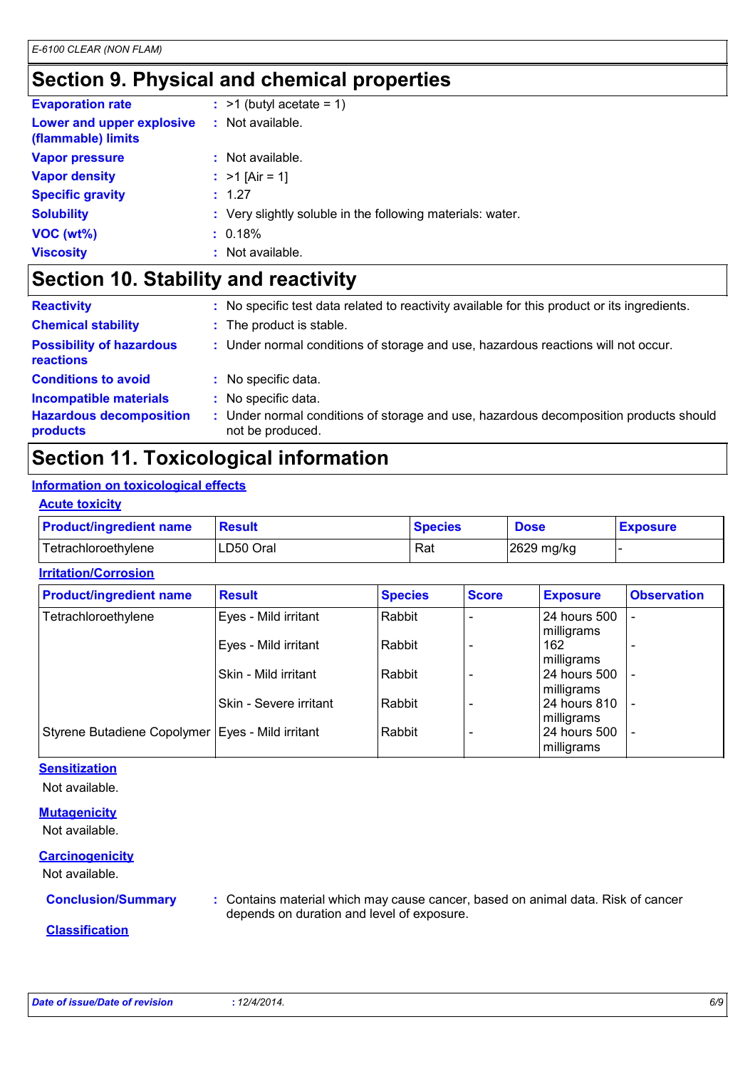# Section 9. Physical and chemical properties

| | |
|---|---|
| **Evaporation rate** | : >1 (butyl acetate = 1) |
| **Lower and upper explosive (flammable) limits** | : Not available. |
| **Vapor pressure** | : Not available. |
| **Vapor density** | : >1 [Air = 1] |
| **Specific gravity** | : 1.27 |
| **Solubility** | : Very slightly soluble in the following materials: water. |
| **VOC (wt%)** | : 0.18% |
| **Viscosity** | : Not available. |

# Section 10. Stability and reactivity

| | |
|---|---|
| **Reactivity** | : No specific test data related to reactivity available for this product or its ingredients. |
| **Chemical stability** | : The product is stable. |
| **Possibility of hazardous reactions** | : Under normal conditions of storage and use, hazardous reactions will not occur. |
| **Conditions to avoid** | : No specific data. |
| **Incompatible materials** | : No specific data. |
| **Hazardous decomposition products** | : Under normal conditions of storage and use, hazardous decomposition products should not be produced. |

# Section 11. Toxicological information

## Information on toxicological effects

### Acute toxicity

| Product/ingredient name | Result | Species | Dose | Exposure |
|---|---|---|---|---|
| Tetrachloroethylene | LD50 Oral | Rat | 2629 mg/kg | - |

### Irritation/Corrosion

| Product/ingredient name | Result | Species | Score | Exposure | Observation |
|---|---|---|---|---|---|
| Tetrachloroethylene | Eyes - Mild irritant | Rabbit | - | 24 hours 500 milligrams | - |
| | Eyes - Mild irritant | Rabbit | - | 162 milligrams | - |
| | Skin - Mild irritant | Rabbit | - | 24 hours 500 milligrams | - |
| | Skin - Severe irritant | Rabbit | - | 24 hours 810 milligrams | - |
| Styrene Butadiene Copolymer | Eyes - Mild irritant | Rabbit | - | 24 hours 500 milligrams | - |

### Sensitization

Not available.

### Mutagenicity

Not available.

### Carcinogenicity

Not available.

**Conclusion/Summary** : Contains material which may cause cancer, based on animal data. Risk of cancer depends on duration and level of exposure.

### Classification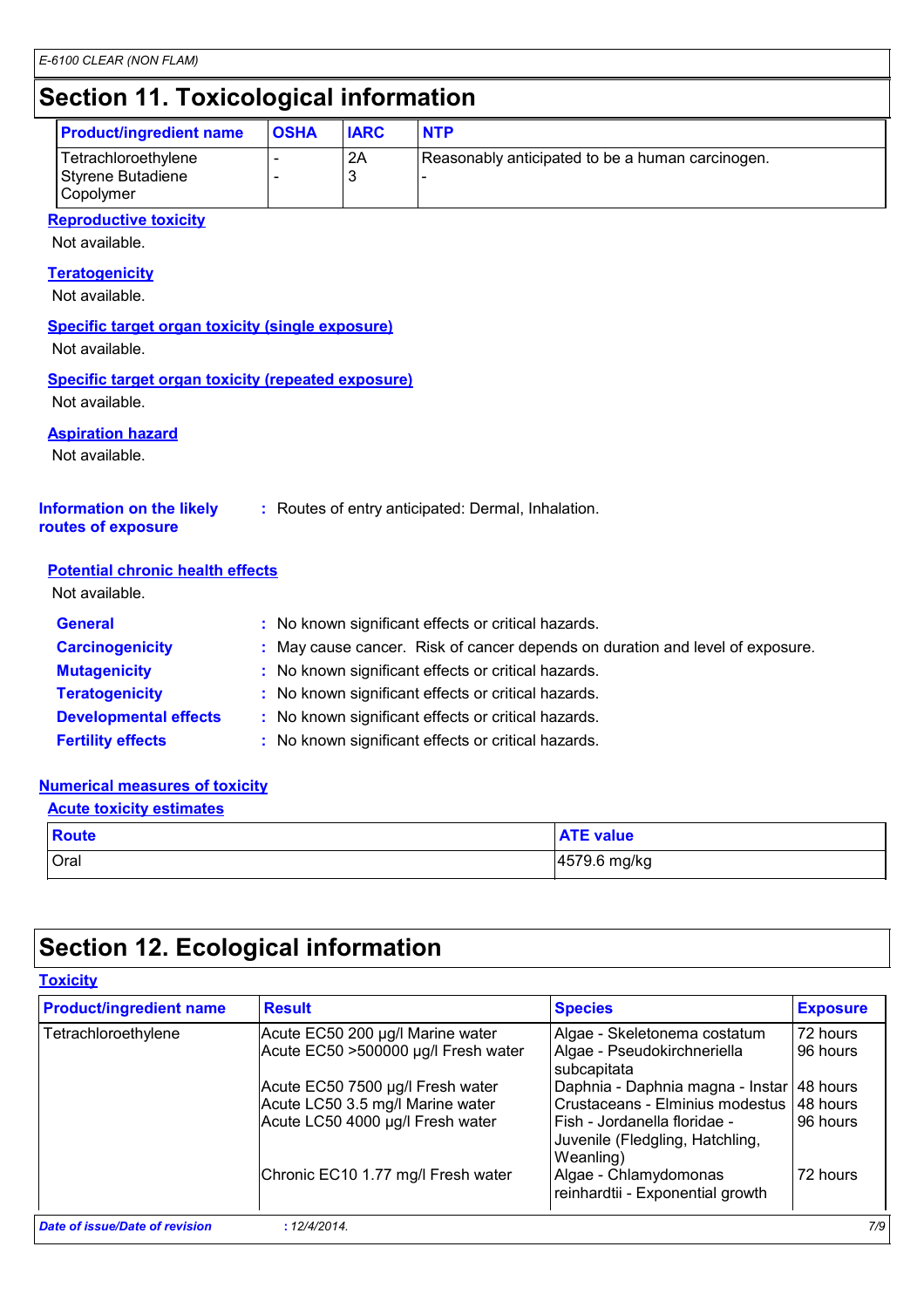## Section 11. Toxicological information

| Product/ingredient name | OSHA | IARC | NTP |
|---|---|---|---|
| Tetrachloroethylene | - | 2A | Reasonably anticipated to be a human carcinogen. |
| Styrene Butadiene Copolymer | - | 3 | - |

**Reproductive toxicity**

Not available.

**Teratogenicity**

Not available.

**Specific target organ toxicity (single exposure)**

Not available.

**Specific target organ toxicity (repeated exposure)**

Not available.

**Aspiration hazard**

Not available.

**Information on the likely routes of exposure** : Routes of entry anticipated: Dermal, Inhalation.

**Potential chronic health effects**

Not available.

**General** : No known significant effects or critical hazards.

**Carcinogenicity** : May cause cancer. Risk of cancer depends on duration and level of exposure.

**Mutagenicity** : No known significant effects or critical hazards.

**Teratogenicity** : No known significant effects or critical hazards.

**Developmental effects** : No known significant effects or critical hazards.

**Fertility effects** : No known significant effects or critical hazards.

**Numerical measures of toxicity**

**Acute toxicity estimates**

| Route | ATE value |
|---|---|
| Oral | 4579.6 mg/kg |

## Section 12. Ecological information

**Toxicity**

| Product/ingredient name | Result | Species | Exposure |
|---|---|---|---|
| Tetrachloroethylene | Acute EC50 200 µg/l Marine water | Algae - Skeletonema costatum | 72 hours |
| | Acute EC50 >500000 µg/l Fresh water | Algae - Pseudokirchneriella subcapitata | 96 hours |
| | Acute EC50 7500 µg/l Fresh water | Daphnia - Daphnia magna - Instar | 48 hours |
| | Acute LC50 3.5 mg/l Marine water | Crustaceans - Elminius modestus | 48 hours |
| | Acute LC50 4000 µg/l Fresh water | Fish - Jordanella floridae - Juvenile (Fledgling, Hatchling, Weanling) | 96 hours |
| | Chronic EC10 1.77 mg/l Fresh water | Algae - Chlamydomonas reinhardtii - Exponential growth | 72 hours |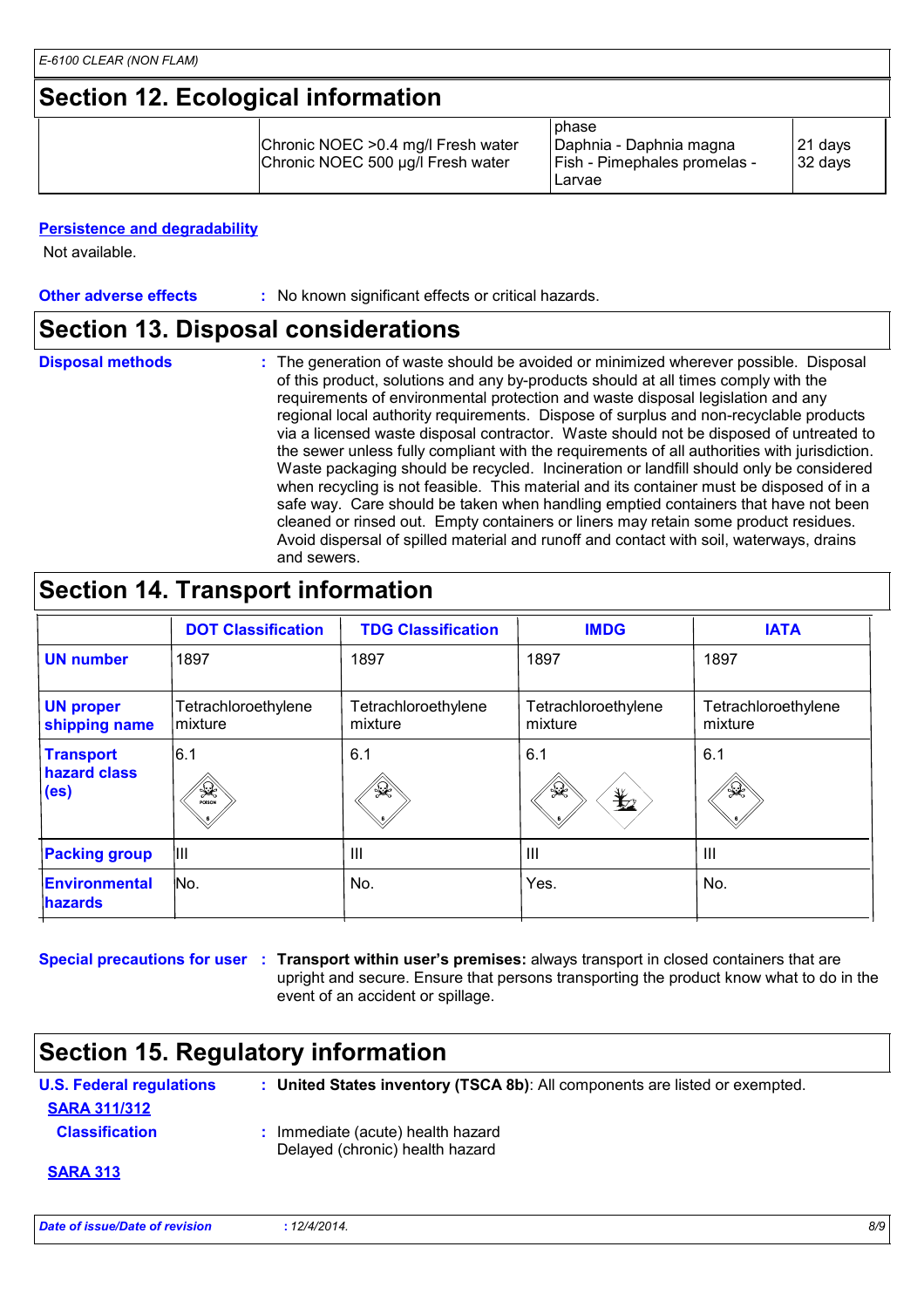## Section 12. Ecological information

| | | | |
|---|---|---|---|
| | Chronic NOEC >0.4 mg/l Fresh water<br>Chronic NOEC 500 µg/l Fresh water | phase<br>Daphnia - Daphnia magna<br>Fish - Pimephales promelas - Larvae | 21 days<br>32 days |

**Persistence and degradability**

Not available.

**Other adverse effects** : No known significant effects or critical hazards.

## Section 13. Disposal considerations

**Disposal methods** : The generation of waste should be avoided or minimized wherever possible. Disposal of this product, solutions and any by-products should at all times comply with the requirements of environmental protection and waste disposal legislation and any regional local authority requirements. Dispose of surplus and non-recyclable products via a licensed waste disposal contractor. Waste should not be disposed of untreated to the sewer unless fully compliant with the requirements of all authorities with jurisdiction. Waste packaging should be recycled. Incineration or landfill should only be considered when recycling is not feasible. This material and its container must be disposed of in a safe way. Care should be taken when handling emptied containers that have not been cleaned or rinsed out. Empty containers or liners may retain some product residues. Avoid dispersal of spilled material and runoff and contact with soil, waterways, drains and sewers.

## Section 14. Transport information

| | DOT Classification | TDG Classification | IMDG | IATA |
|---|---|---|---|---|
| **UN number** | 1897 | 1897 | 1897 | 1897 |
| **UN proper shipping name** | Tetrachloroethylene mixture | Tetrachloroethylene mixture | Tetrachloroethylene mixture | Tetrachloroethylene mixture |
| **Transport hazard class (es)** | 6.1 | 6.1 | 6.1 | 6.1 |
| **Packing group** | III | III | III | III |
| **Environmental hazards** | No. | No. | Yes. | No. |

**Special precautions for user** : **Transport within user's premises:** always transport in closed containers that are upright and secure. Ensure that persons transporting the product know what to do in the event of an accident or spillage.

## Section 15. Regulatory information

**U.S. Federal regulations** : **United States inventory (TSCA 8b)**: All components are listed or exempted.

**SARA 311/312**

**Classification** : Immediate (acute) health hazard
Delayed (chronic) health hazard

**SARA 313**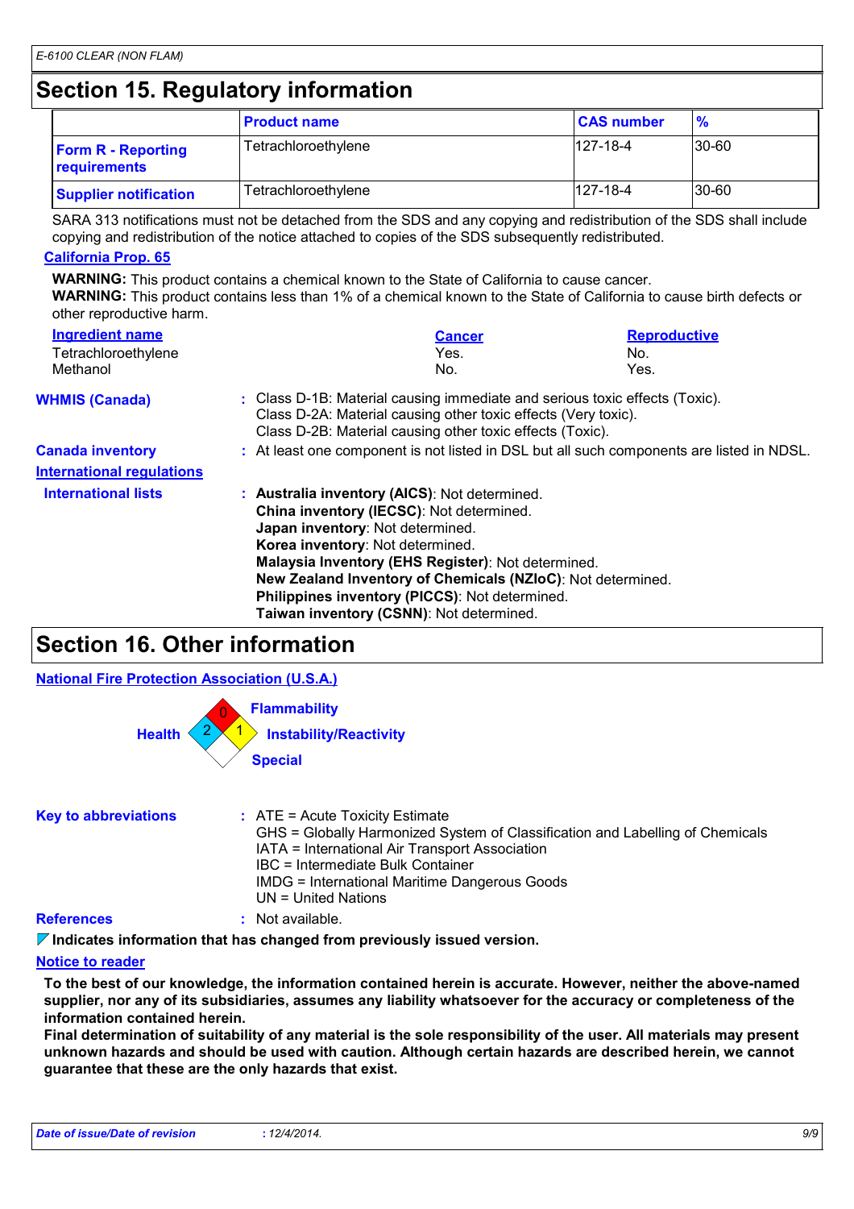## Section 15. Regulatory information

| | Product name | CAS number | % |
|---|---|---|---|
| **Form R - Reporting requirements** | Tetrachloroethylene | 127-18-4 | 30-60 |
| **Supplier notification** | Tetrachloroethylene | 127-18-4 | 30-60 |

SARA 313 notifications must not be detached from the SDS and any copying and redistribution of the SDS shall include copying and redistribution of the notice attached to copies of the SDS subsequently redistributed.

**California Prop. 65**

**WARNING:** This product contains a chemical known to the State of California to cause cancer.
**WARNING:** This product contains less than 1% of a chemical known to the State of California to cause birth defects or other reproductive harm.

| Ingredient name | Cancer | Reproductive |
|---|---|---|
| Tetrachloroethylene | Yes. | No. |
| Methanol | No. | Yes. |

**WHMIS (Canada)** : Class D-1B: Material causing immediate and serious toxic effects (Toxic).
Class D-2A: Material causing other toxic effects (Very toxic).
Class D-2B: Material causing other toxic effects (Toxic).

**Canada inventory** : At least one component is not listed in DSL but all such components are listed in NDSL.

**International regulations**

**International lists** : **Australia inventory (AICS)**: Not determined.
**China inventory (IECSC)**: Not determined.
**Japan inventory**: Not determined.
**Korea inventory**: Not determined.
**Malaysia Inventory (EHS Register)**: Not determined.
**New Zealand Inventory of Chemicals (NZIoC)**: Not determined.
**Philippines inventory (PICCS)**: Not determined.
**Taiwan inventory (CSNN)**: Not determined.

## Section 16. Other information

**National Fire Protection Association (U.S.A.)**

Flammability 0
Health 2
Instability/Reactivity 1
Special

**Key to abbreviations** : ATE = Acute Toxicity Estimate
GHS = Globally Harmonized System of Classification and Labelling of Chemicals
IATA = International Air Transport Association
IBC = Intermediate Bulk Container
IMDG = International Maritime Dangerous Goods
UN = United Nations

**References** : Not available.

**Indicates information that has changed from previously issued version.**

**Notice to reader**

**To the best of our knowledge, the information contained herein is accurate. However, neither the above-named supplier, nor any of its subsidiaries, assumes any liability whatsoever for the accuracy or completeness of the information contained herein.**
**Final determination of suitability of any material is the sole responsibility of the user. All materials may present unknown hazards and should be used with caution. Although certain hazards are described herein, we cannot guarantee that these are the only hazards that exist.**

*Date of issue/Date of revision* : 12/4/2014.